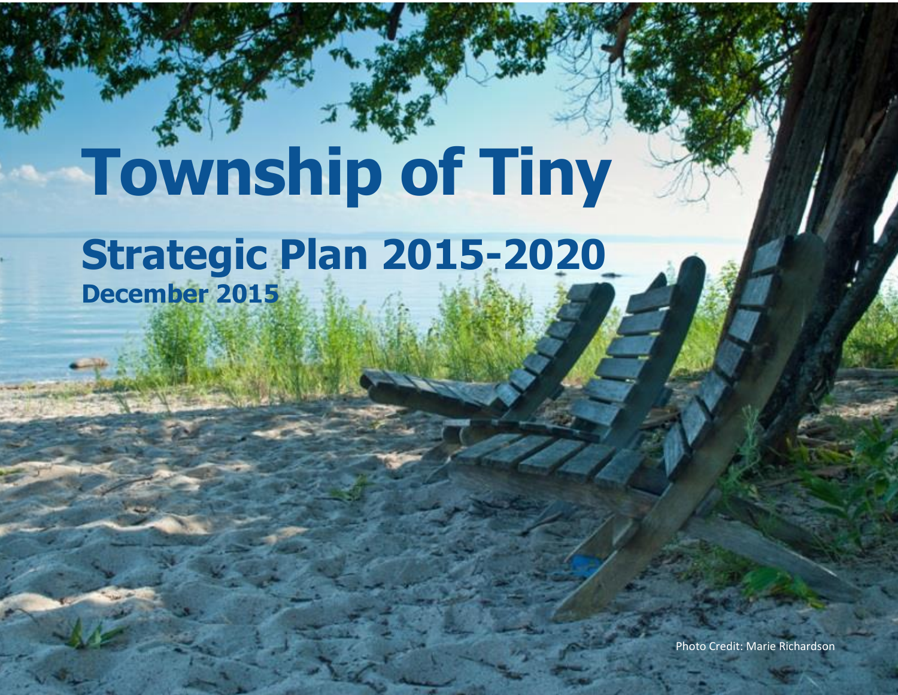# Township of Tiny

## Strategic Plan 2015-2020

**December 2015**

Photo Credit: Marie Richardson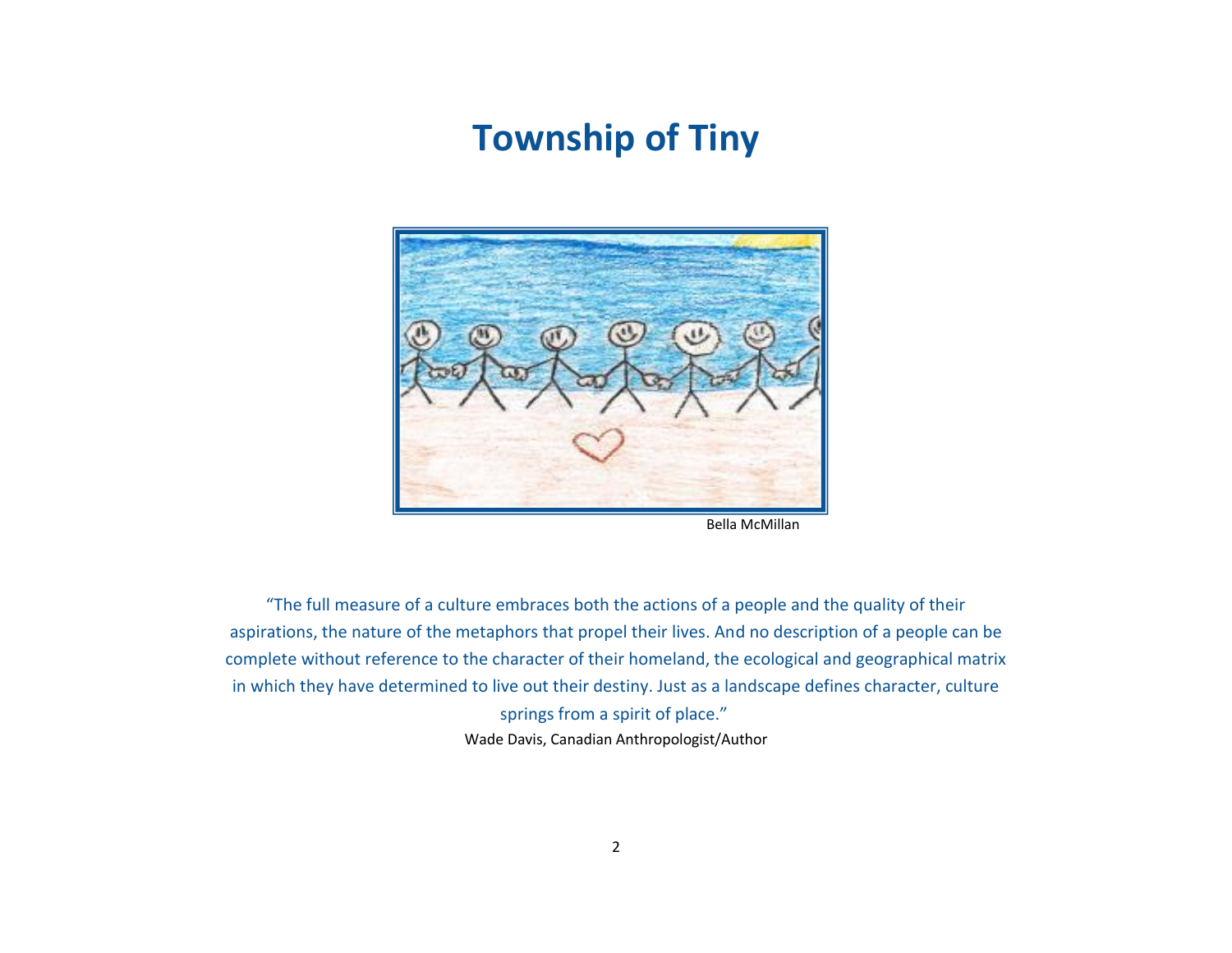# Township of Tiny

Bella McMillan

"The full measure of a culture embraces both the actions of a people and the quality of their aspirations, the nature of the metaphors that propel their lives. And no description of a people can be complete without reference to the character of their homeland, the ecological and geographical matrix in which they have determined to live out their destiny. Just as a landscape defines character, culture springs from a spirit of place."

Wade Davis, Canadian Anthropologist/Author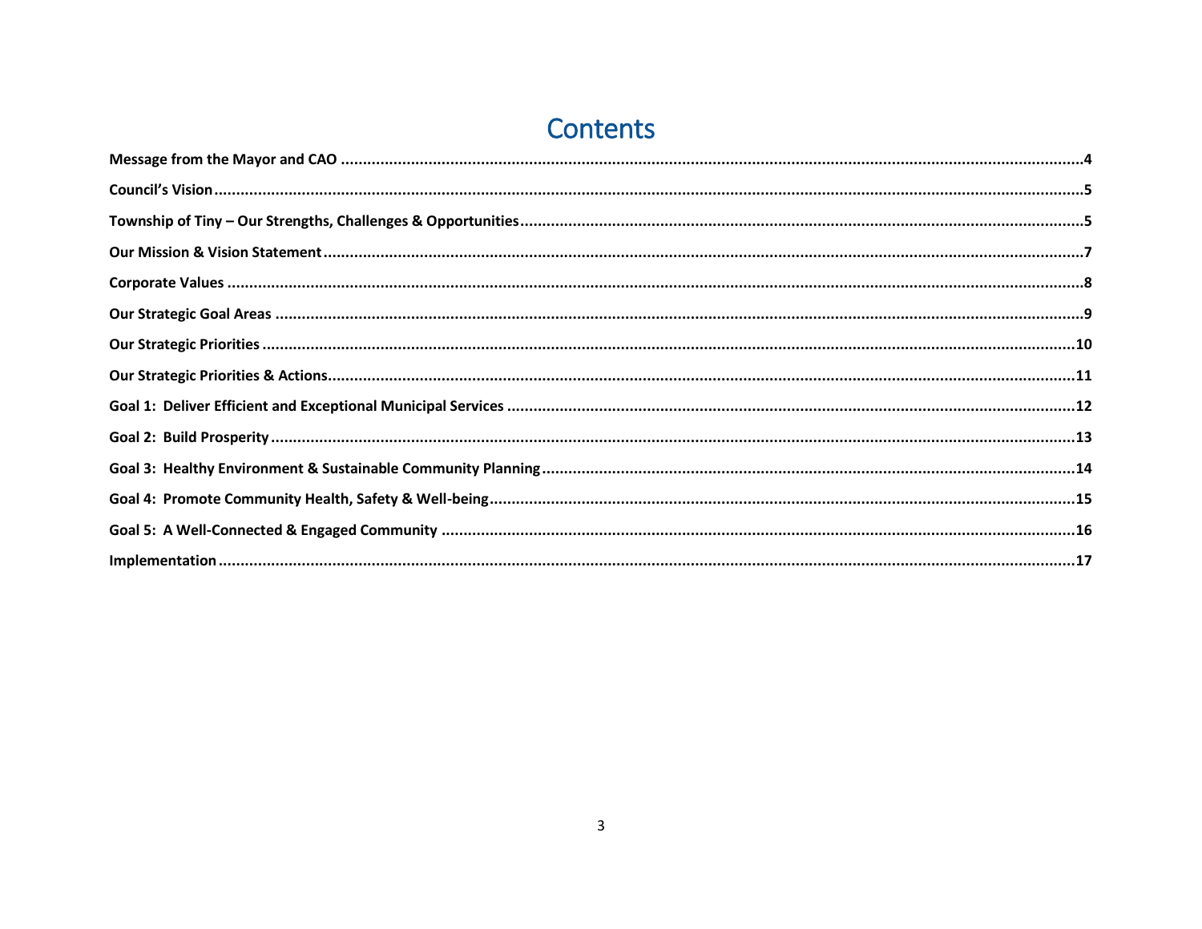# Contents

**Message from the Mayor and CAO** ....................................................................................... 4

**Council's Vision** ....................................................................................... 5

**Township of Tiny – Our Strengths, Challenges & Opportunities** ....................................................................................... 5

**Our Mission & Vision Statement** ....................................................................................... 7

**Corporate Values** ....................................................................................... 8

**Our Strategic Goal Areas** ....................................................................................... 9

**Our Strategic Priorities** ....................................................................................... 10

**Our Strategic Priorities & Actions** ....................................................................................... 11

**Goal 1: Deliver Efficient and Exceptional Municipal Services** ....................................................................................... 12

**Goal 2: Build Prosperity** ....................................................................................... 13

**Goal 3: Healthy Environment & Sustainable Community Planning** ....................................................................................... 14

**Goal 4: Promote Community Health, Safety & Well-being** ....................................................................................... 15

**Goal 5: A Well-Connected & Engaged Community** ....................................................................................... 16

**Implementation** ....................................................................................... 17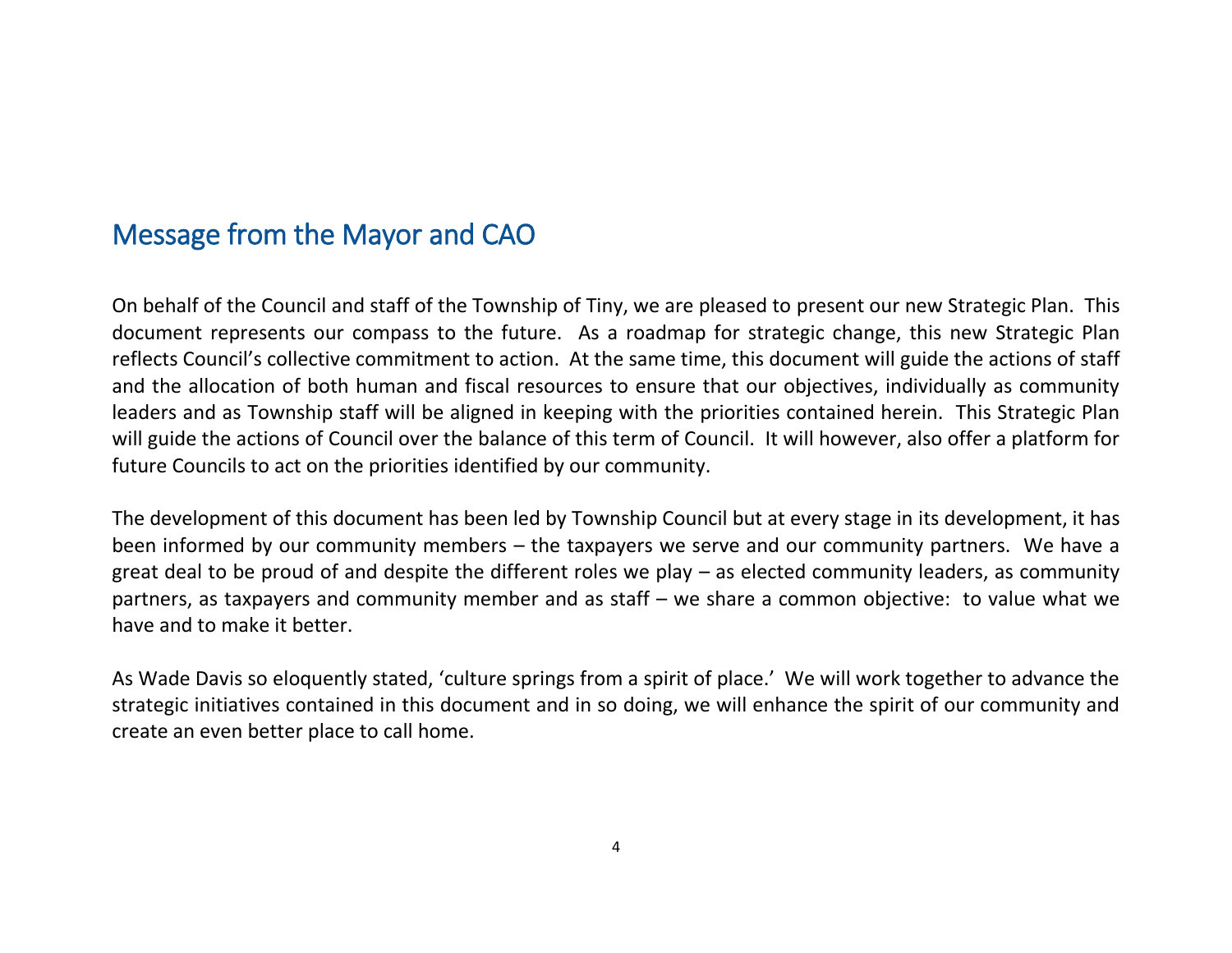## Message from the Mayor and CAO

On behalf of the Council and staff of the Township of Tiny, we are pleased to present our new Strategic Plan. This document represents our compass to the future. As a roadmap for strategic change, this new Strategic Plan reflects Council's collective commitment to action. At the same time, this document will guide the actions of staff and the allocation of both human and fiscal resources to ensure that our objectives, individually as community leaders and as Township staff will be aligned in keeping with the priorities contained herein. This Strategic Plan will guide the actions of Council over the balance of this term of Council. It will however, also offer a platform for future Councils to act on the priorities identified by our community.

The development of this document has been led by Township Council but at every stage in its development, it has been informed by our community members – the taxpayers we serve and our community partners. We have a great deal to be proud of and despite the different roles we play – as elected community leaders, as community partners, as taxpayers and community member and as staff – we share a common objective: to value what we have and to make it better.

As Wade Davis so eloquently stated, 'culture springs from a spirit of place.' We will work together to advance the strategic initiatives contained in this document and in so doing, we will enhance the spirit of our community and create an even better place to call home.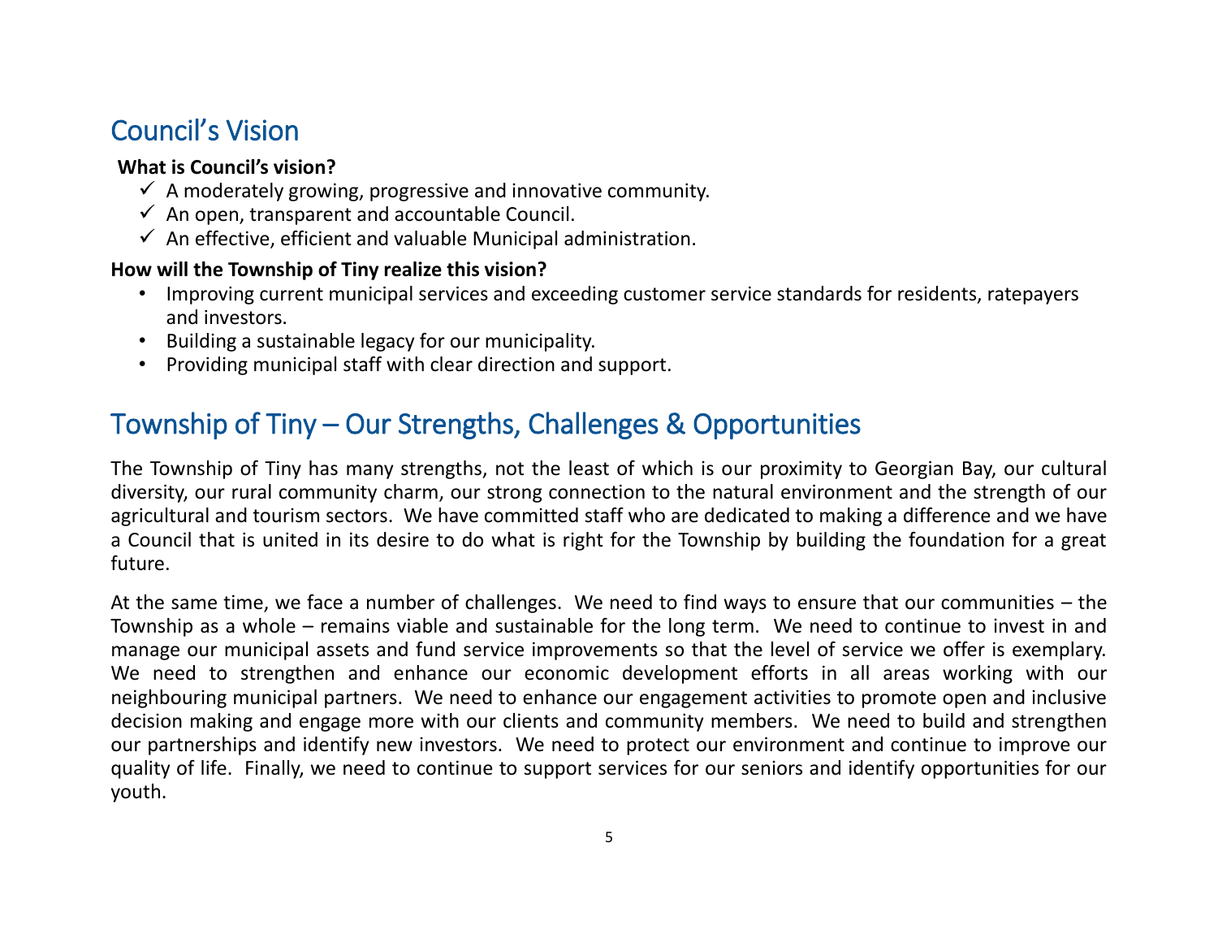## Council's Vision

**What is Council's vision?**

- ✓ A moderately growing, progressive and innovative community.
- ✓ An open, transparent and accountable Council.
- ✓ An effective, efficient and valuable Municipal administration.

**How will the Township of Tiny realize this vision?**

- Improving current municipal services and exceeding customer service standards for residents, ratepayers and investors.
- Building a sustainable legacy for our municipality.
- Providing municipal staff with clear direction and support.

## Township of Tiny – Our Strengths, Challenges & Opportunities

The Township of Tiny has many strengths, not the least of which is our proximity to Georgian Bay, our cultural diversity, our rural community charm, our strong connection to the natural environment and the strength of our agricultural and tourism sectors. We have committed staff who are dedicated to making a difference and we have a Council that is united in its desire to do what is right for the Township by building the foundation for a great future.

At the same time, we face a number of challenges. We need to find ways to ensure that our communities – the Township as a whole – remains viable and sustainable for the long term. We need to continue to invest in and manage our municipal assets and fund service improvements so that the level of service we offer is exemplary. We need to strengthen and enhance our economic development efforts in all areas working with our neighbouring municipal partners. We need to enhance our engagement activities to promote open and inclusive decision making and engage more with our clients and community members. We need to build and strengthen our partnerships and identify new investors. We need to protect our environment and continue to improve our quality of life. Finally, we need to continue to support services for our seniors and identify opportunities for our youth.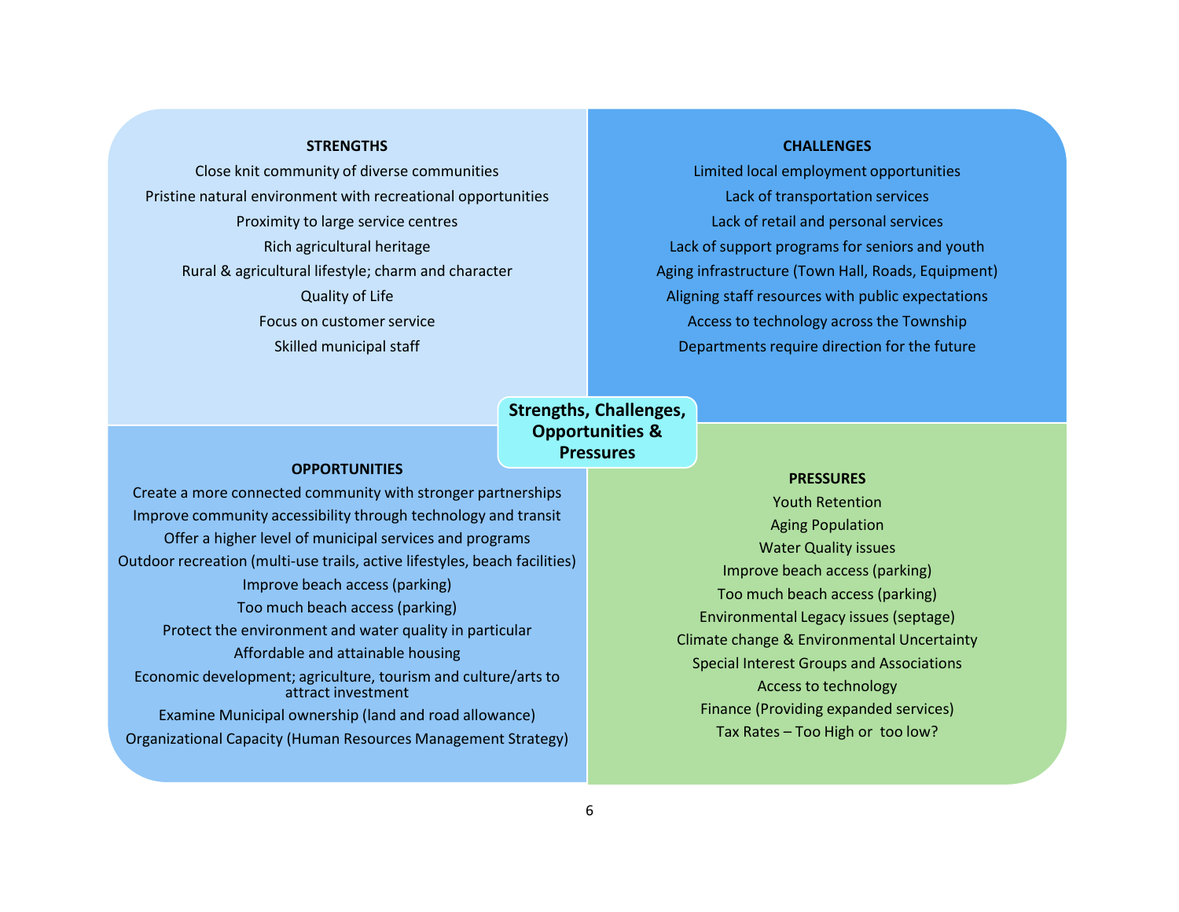## Strengths, Challenges, Opportunities & Pressures

### STRENGTHS

- Close knit community of diverse communities
- Pristine natural environment with recreational opportunities
- Proximity to large service centres
- Rich agricultural heritage
- Rural & agricultural lifestyle; charm and character
- Quality of Life
- Focus on customer service
- Skilled municipal staff

### CHALLENGES

- Limited local employment opportunities
- Lack of transportation services
- Lack of retail and personal services
- Lack of support programs for seniors and youth
- Aging infrastructure (Town Hall, Roads, Equipment)
- Aligning staff resources with public expectations
- Access to technology across the Township
- Departments require direction for the future

### OPPORTUNITIES

- Create a more connected community with stronger partnerships
- Improve community accessibility through technology and transit
- Offer a higher level of municipal services and programs
- Outdoor recreation (multi-use trails, active lifestyles, beach facilities)
- Improve beach access (parking)
- Too much beach access (parking)
- Protect the environment and water quality in particular
- Affordable and attainable housing
- Economic development; agriculture, tourism and culture/arts to attract investment
- Examine Municipal ownership (land and road allowance)
- Organizational Capacity (Human Resources Management Strategy)

### PRESSURES

- Youth Retention
- Aging Population
- Water Quality issues
- Improve beach access (parking)
- Too much beach access (parking)
- Environmental Legacy issues (septage)
- Climate change & Environmental Uncertainty
- Special Interest Groups and Associations
- Access to technology
- Finance (Providing expanded services)
- Tax Rates – Too High or too low?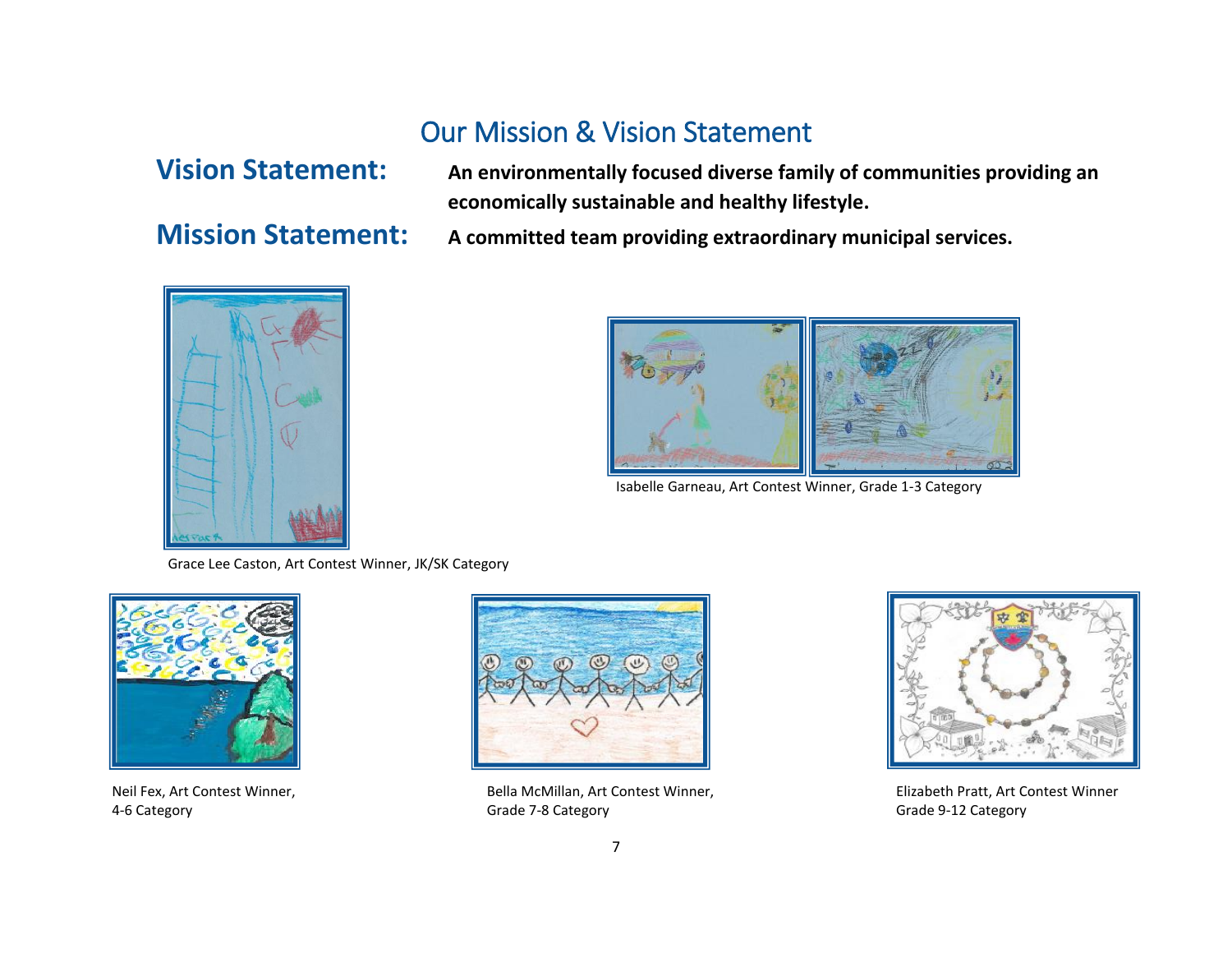# Our Mission & Vision Statement

**Vision Statement:** **An environmentally focused diverse family of communities providing an economically sustainable and healthy lifestyle.**

**Mission Statement:** **A committed team providing extraordinary municipal services.**

Grace Lee Caston, Art Contest Winner, JK/SK Category

Isabelle Garneau, Art Contest Winner, Grade 1-3 Category

Neil Fex, Art Contest Winner, 4-6 Category

Bella McMillan, Art Contest Winner, Grade 7-8 Category

Elizabeth Pratt, Art Contest Winner Grade 9-12 Category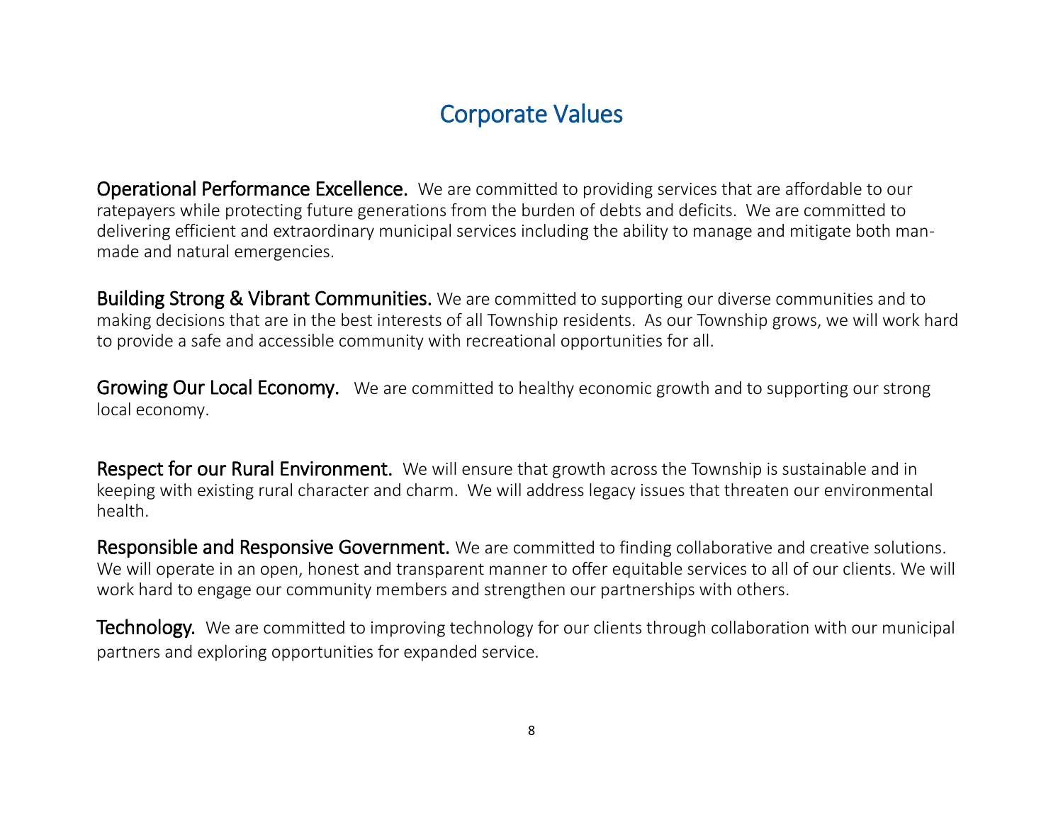# Corporate Values

**Operational Performance Excellence.** We are committed to providing services that are affordable to our ratepayers while protecting future generations from the burden of debts and deficits. We are committed to delivering efficient and extraordinary municipal services including the ability to manage and mitigate both man-made and natural emergencies.

**Building Strong & Vibrant Communities.** We are committed to supporting our diverse communities and to making decisions that are in the best interests of all Township residents. As our Township grows, we will work hard to provide a safe and accessible community with recreational opportunities for all.

**Growing Our Local Economy.** We are committed to healthy economic growth and to supporting our strong local economy.

**Respect for our Rural Environment.** We will ensure that growth across the Township is sustainable and in keeping with existing rural character and charm. We will address legacy issues that threaten our environmental health.

**Responsible and Responsive Government.** We are committed to finding collaborative and creative solutions. We will operate in an open, honest and transparent manner to offer equitable services to all of our clients. We will work hard to engage our community members and strengthen our partnerships with others.

**Technology.** We are committed to improving technology for our clients through collaboration with our municipal partners and exploring opportunities for expanded service.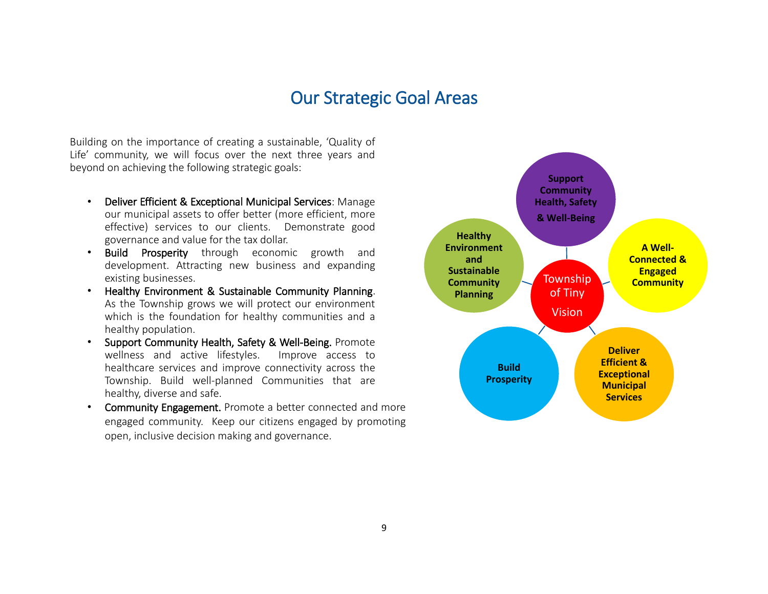# Our Strategic Goal Areas

Building on the importance of creating a sustainable, 'Quality of Life' community, we will focus over the next three years and beyond on achieving the following strategic goals:

- Deliver Efficient & Exceptional Municipal Services: Manage our municipal assets to offer better (more efficient, more effective) services to our clients. Demonstrate good governance and value for the tax dollar.
- Build Prosperity through economic growth and development. Attracting new business and expanding existing businesses.
- Healthy Environment & Sustainable Community Planning. As the Township grows we will protect our environment which is the foundation for healthy communities and a healthy population.
- Support Community Health, Safety & Well-Being. Promote wellness and active lifestyles. Improve access to healthcare services and improve connectivity across the Township. Build well-planned Communities that are healthy, diverse and safe.
- Community Engagement. Promote a better connected and more engaged community. Keep our citizens engaged by promoting open, inclusive decision making and governance.

**Township of Tiny Vision**

- **Support Community Health, Safety & Well-Being**
- **A Well-Connected & Engaged Community**
- **Deliver Efficient & Exceptional Municipal Services**
- **Build Prosperity**
- **Healthy Environment and Sustainable Community Planning**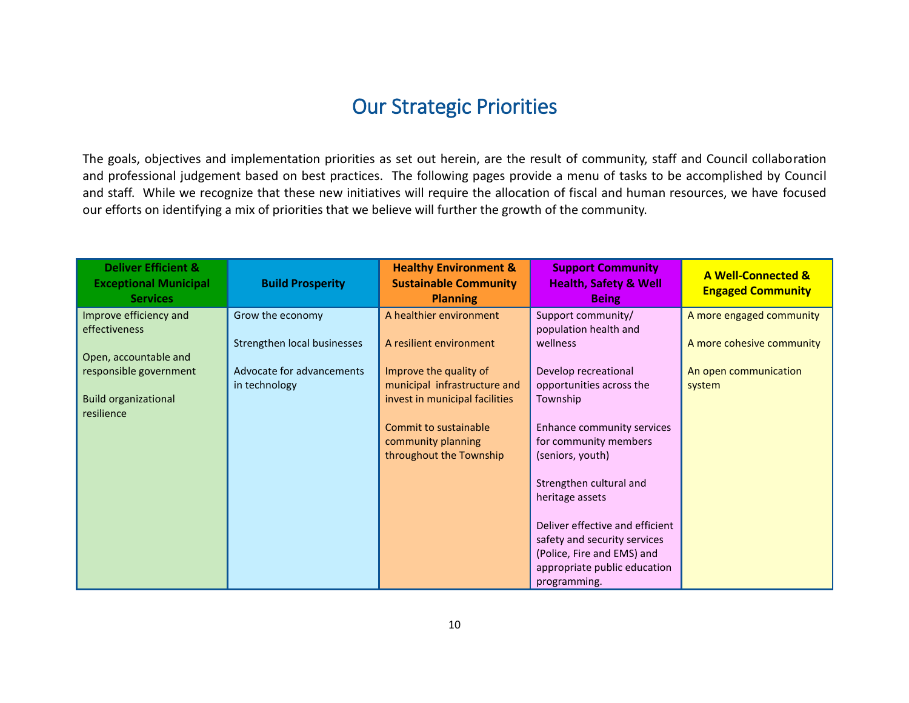# Our Strategic Priorities

The goals, objectives and implementation priorities as set out herein, are the result of community, staff and Council collaboration and professional judgement based on best practices. The following pages provide a menu of tasks to be accomplished by Council and staff. While we recognize that these new initiatives will require the allocation of fiscal and human resources, we have focused our efforts on identifying a mix of priorities that we believe will further the growth of the community.

| Deliver Efficient & Exceptional Municipal Services | Build Prosperity | Healthy Environment & Sustainable Community Planning | Support Community Health, Safety & Well Being | A Well-Connected & Engaged Community |
|---|---|---|---|---|
| Improve efficiency and effectiveness<br><br>Open, accountable and responsible government<br><br>Build organizational resilience | Grow the economy<br><br>Strengthen local businesses<br><br>Advocate for advancements in technology | A healthier environment<br><br>A resilient environment<br><br>Improve the quality of municipal infrastructure and invest in municipal facilities<br><br>Commit to sustainable community planning throughout the Township | Support community/ population health and wellness<br><br>Develop recreational opportunities across the Township<br><br>Enhance community services for community members (seniors, youth)<br><br>Strengthen cultural and heritage assets<br><br>Deliver effective and efficient safety and security services (Police, Fire and EMS) and appropriate public education programming. | A more engaged community<br><br>A more cohesive community<br><br>An open communication system |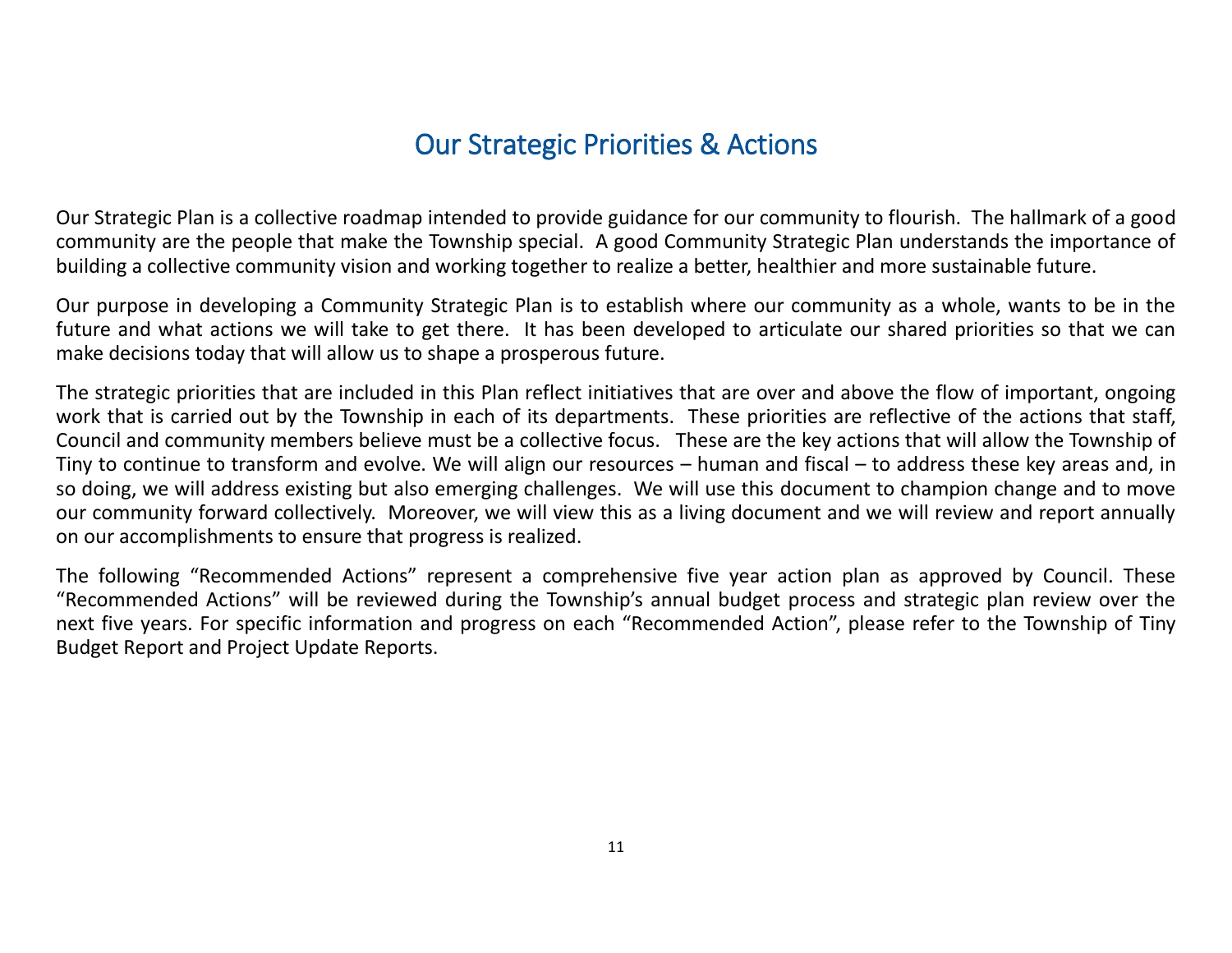# Our Strategic Priorities & Actions

Our Strategic Plan is a collective roadmap intended to provide guidance for our community to flourish. The hallmark of a good community are the people that make the Township special. A good Community Strategic Plan understands the importance of building a collective community vision and working together to realize a better, healthier and more sustainable future.

Our purpose in developing a Community Strategic Plan is to establish where our community as a whole, wants to be in the future and what actions we will take to get there. It has been developed to articulate our shared priorities so that we can make decisions today that will allow us to shape a prosperous future.

The strategic priorities that are included in this Plan reflect initiatives that are over and above the flow of important, ongoing work that is carried out by the Township in each of its departments. These priorities are reflective of the actions that staff, Council and community members believe must be a collective focus. These are the key actions that will allow the Township of Tiny to continue to transform and evolve. We will align our resources – human and fiscal – to address these key areas and, in so doing, we will address existing but also emerging challenges. We will use this document to champion change and to move our community forward collectively. Moreover, we will view this as a living document and we will review and report annually on our accomplishments to ensure that progress is realized.

The following “Recommended Actions” represent a comprehensive five year action plan as approved by Council. These “Recommended Actions” will be reviewed during the Township’s annual budget process and strategic plan review over the next five years. For specific information and progress on each “Recommended Action”, please refer to the Township of Tiny Budget Report and Project Update Reports.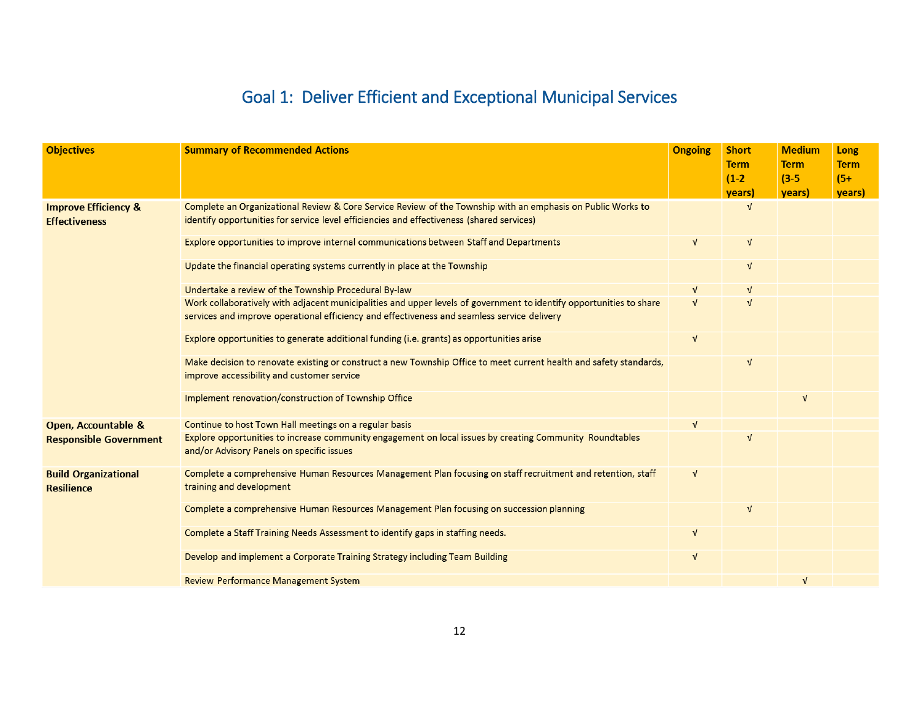# Goal 1: Deliver Efficient and Exceptional Municipal Services

| Objectives | Summary of Recommended Actions | Ongoing | Short Term (1-2 years) | Medium Term (3-5 years) | Long Term (5+ years) |
|---|---|---|---|---|---|
| **Improve Efficiency & Effectiveness** | Complete an Organizational Review & Core Service Review of the Township with an emphasis on Public Works to identify opportunities for service level efficiencies and effectiveness (shared services) | | √ | | |
| | Explore opportunities to improve internal communications between Staff and Departments | √ | √ | | |
| | Update the financial operating systems currently in place at the Township | | √ | | |
| | Undertake a review of the Township Procedural By-law | √ | √ | | |
| | Work collaboratively with adjacent municipalities and upper levels of government to identify opportunities to share services and improve operational efficiency and effectiveness and seamless service delivery | √ | √ | | |
| | Explore opportunities to generate additional funding (i.e. grants) as opportunities arise | √ | | | |
| | Make decision to renovate existing or construct a new Township Office to meet current health and safety standards, improve accessibility and customer service | | √ | | |
| | Implement renovation/construction of Township Office | | | √ | |
| **Open, Accountable & Responsible Government** | Continue to host Town Hall meetings on a regular basis | √ | | | |
| | Explore opportunities to increase community engagement on local issues by creating Community Roundtables and/or Advisory Panels on specific issues | | √ | | |
| **Build Organizational Resilience** | Complete a comprehensive Human Resources Management Plan focusing on staff recruitment and retention, staff training and development | √ | | | |
| | Complete a comprehensive Human Resources Management Plan focusing on succession planning | | √ | | |
| | Complete a Staff Training Needs Assessment to identify gaps in staffing needs. | √ | | | |
| | Develop and implement a Corporate Training Strategy including Team Building | √ | | | |
| | Review Performance Management System | | | √ | |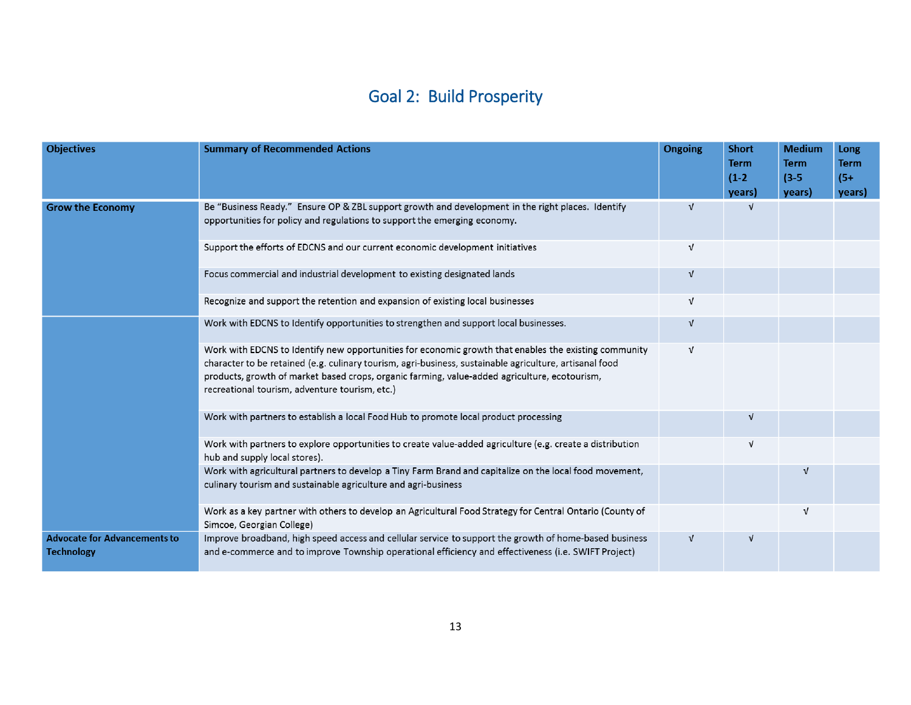## Goal 2: Build Prosperity

| Objectives | Summary of Recommended Actions | Ongoing | Short Term (1-2 years) | Medium Term (3-5 years) | Long Term (5+ years) |
|---|---|---|---|---|---|
| **Grow the Economy** | Be "Business Ready." Ensure OP & ZBL support growth and development in the right places. Identify opportunities for policy and regulations to support the emerging economy. | √ | √ | | |
| | Support the efforts of EDCNS and our current economic development initiatives | √ | | | |
| | Focus commercial and industrial development to existing designated lands | √ | | | |
| | Recognize and support the retention and expansion of existing local businesses | √ | | | |
| | Work with EDCNS to Identify opportunities to strengthen and support local businesses. | √ | | | |
| | Work with EDCNS to Identify new opportunities for economic growth that enables the existing community character to be retained (e.g. culinary tourism, agri-business, sustainable agriculture, artisanal food products, growth of market based crops, organic farming, value-added agriculture, ecotourism, recreational tourism, adventure tourism, etc.) | √ | | | |
| | Work with partners to establish a local Food Hub to promote local product processing | | √ | | |
| | Work with partners to explore opportunities to create value-added agriculture (e.g. create a distribution hub and supply local stores). | | √ | | |
| | Work with agricultural partners to develop a Tiny Farm Brand and capitalize on the local food movement, culinary tourism and sustainable agriculture and agri-business | | | √ | |
| | Work as a key partner with others to develop an Agricultural Food Strategy for Central Ontario (County of Simcoe, Georgian College) | | | √ | |
| **Advocate for Advancements to Technology** | Improve broadband, high speed access and cellular service to support the growth of home-based business and e-commerce and to improve Township operational efficiency and effectiveness (i.e. SWIFT Project) | √ | √ | | |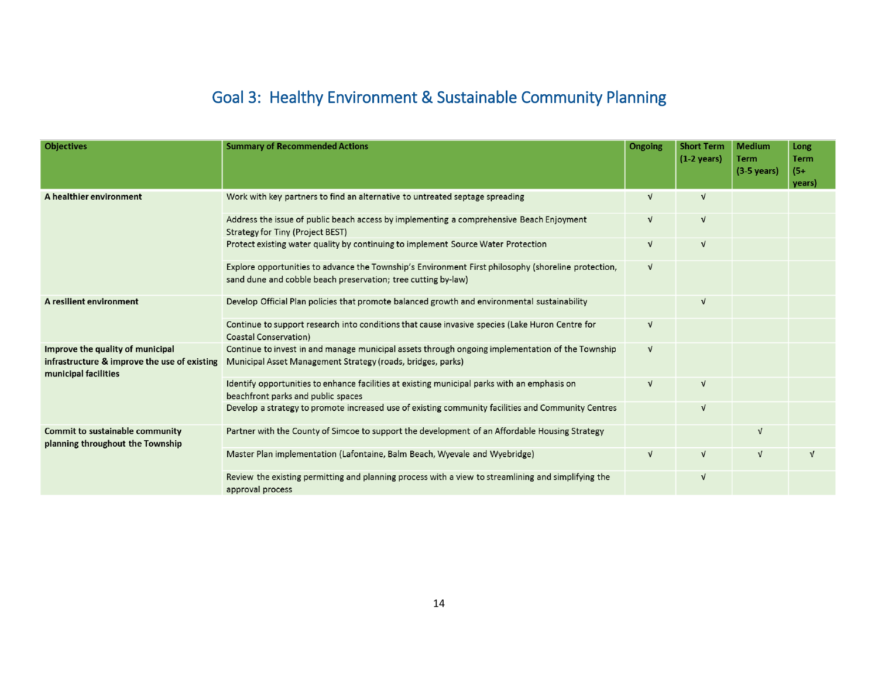# Goal 3: Healthy Environment & Sustainable Community Planning

| Objectives | Summary of Recommended Actions | Ongoing | Short Term (1-2 years) | Medium Term (3-5 years) | Long Term (5+ years) |
|---|---|---|---|---|---|
| **A healthier environment** | Work with key partners to find an alternative to untreated septage spreading | √ | √ | | |
| | Address the issue of public beach access by implementing a comprehensive Beach Enjoyment Strategy for Tiny (Project BEST) | √ | √ | | |
| | Protect existing water quality by continuing to implement Source Water Protection | √ | √ | | |
| | Explore opportunities to advance the Township's Environment First philosophy (shoreline protection, sand dune and cobble beach preservation; tree cutting by-law) | √ | | | |
| **A resilient environment** | Develop Official Plan policies that promote balanced growth and environmental sustainability | | √ | | |
| | Continue to support research into conditions that cause invasive species (Lake Huron Centre for Coastal Conservation) | √ | | | |
| **Improve the quality of municipal infrastructure & improve the use of existing municipal facilities** | Continue to invest in and manage municipal assets through ongoing implementation of the Township Municipal Asset Management Strategy (roads, bridges, parks) | √ | | | |
| | Identify opportunities to enhance facilities at existing municipal parks with an emphasis on beachfront parks and public spaces | √ | √ | | |
| | Develop a strategy to promote increased use of existing community facilities and Community Centres | | √ | | |
| **Commit to sustainable community planning throughout the Township** | Partner with the County of Simcoe to support the development of an Affordable Housing Strategy | | | √ | |
| | Master Plan implementation (Lafontaine, Balm Beach, Wyevale and Wyebridge) | √ | √ | √ | √ |
| | Review the existing permitting and planning process with a view to streamlining and simplifying the approval process | | √ | | |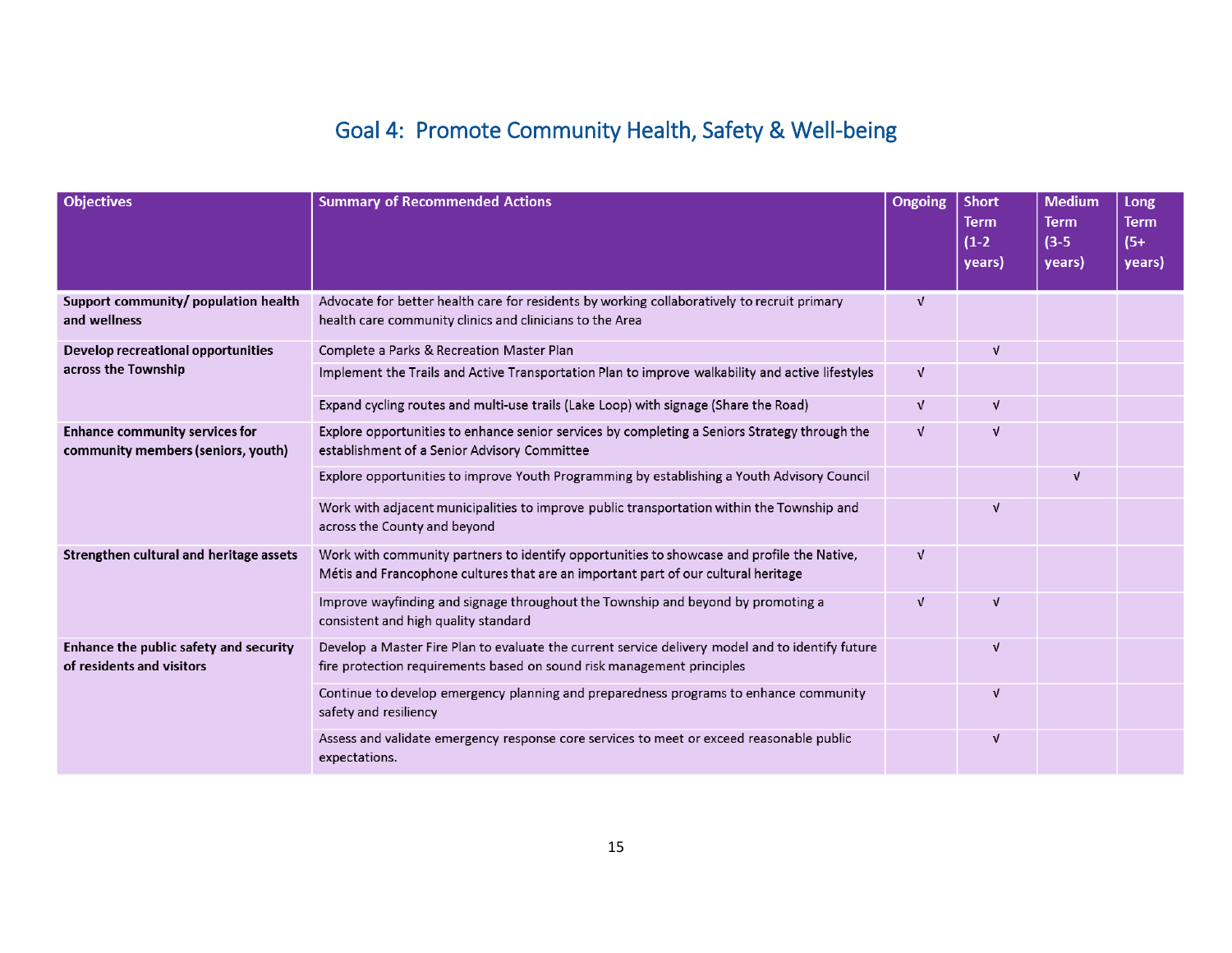## Goal 4: Promote Community Health, Safety & Well-being

| Objectives | Summary of Recommended Actions | Ongoing | Short Term (1-2 years) | Medium Term (3-5 years) | Long Term (5+ years) |
|---|---|---|---|---|---|
| **Support community/ population health and wellness** | Advocate for better health care for residents by working collaboratively to recruit primary health care community clinics and clinicians to the Area | √ | | | |
| **Develop recreational opportunities across the Township** | Complete a Parks & Recreation Master Plan | | √ | | |
| | Implement the Trails and Active Transportation Plan to improve walkability and active lifestyles | √ | | | |
| | Expand cycling routes and multi-use trails (Lake Loop) with signage (Share the Road) | √ | √ | | |
| **Enhance community services for community members (seniors, youth)** | Explore opportunities to enhance senior services by completing a Seniors Strategy through the establishment of a Senior Advisory Committee | √ | √ | | |
| | Explore opportunities to improve Youth Programming by establishing a Youth Advisory Council | | | √ | |
| | Work with adjacent municipalities to improve public transportation within the Township and across the County and beyond | | √ | | |
| **Strengthen cultural and heritage assets** | Work with community partners to identify opportunities to showcase and profile the Native, Métis and Francophone cultures that are an important part of our cultural heritage | √ | | | |
| | Improve wayfinding and signage throughout the Township and beyond by promoting a consistent and high quality standard | √ | √ | | |
| **Enhance the public safety and security of residents and visitors** | Develop a Master Fire Plan to evaluate the current service delivery model and to identify future fire protection requirements based on sound risk management principles | | √ | | |
| | Continue to develop emergency planning and preparedness programs to enhance community safety and resiliency | | √ | | |
| | Assess and validate emergency response core services to meet or exceed reasonable public expectations. | | √ | | |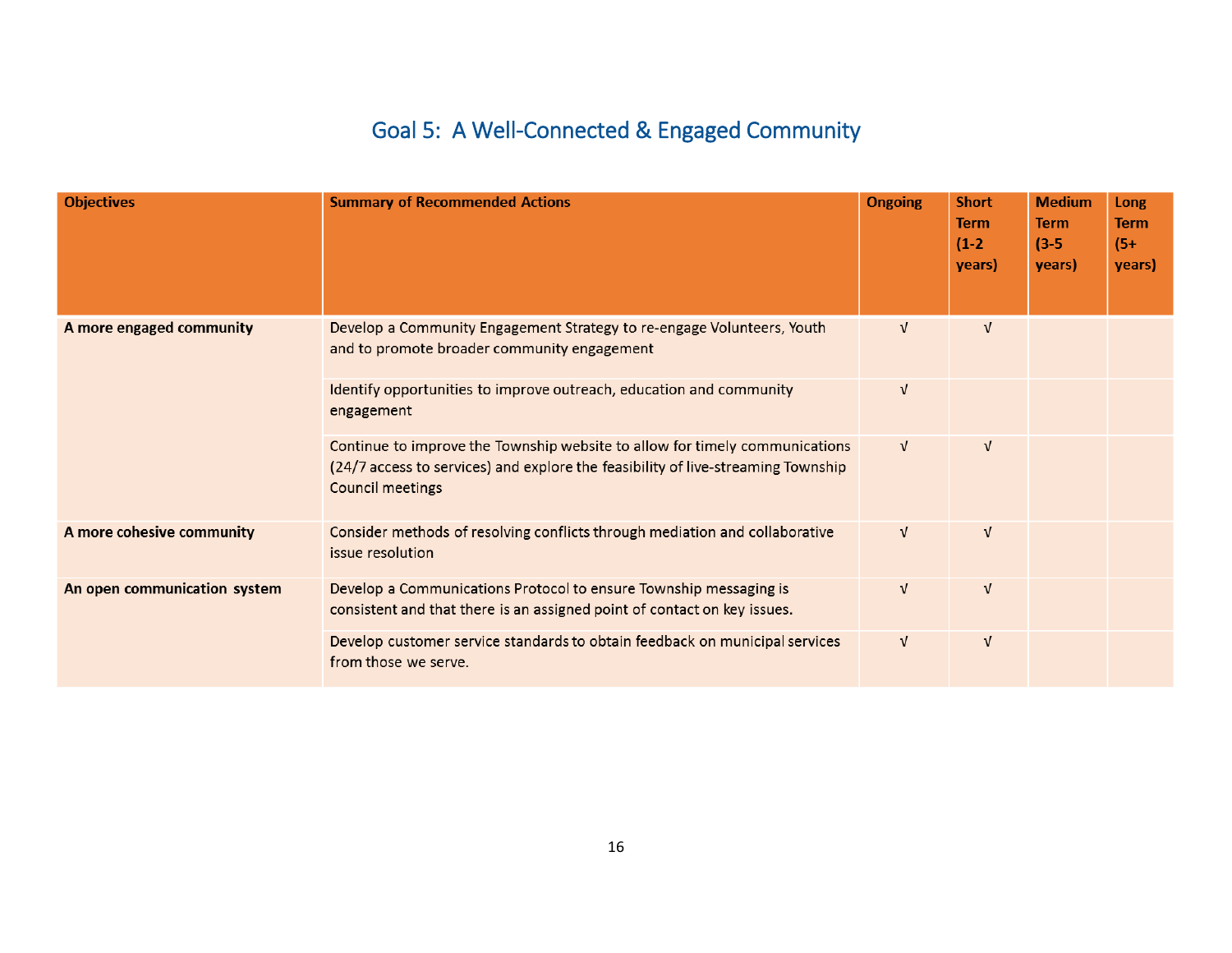## Goal 5: A Well-Connected & Engaged Community

| Objectives | Summary of Recommended Actions | Ongoing | Short Term (1-2 years) | Medium Term (3-5 years) | Long Term (5+ years) |
|---|---|---|---|---|---|
| **A more engaged community** | Develop a Community Engagement Strategy to re-engage Volunteers, Youth and to promote broader community engagement | √ | √ | | |
| | Identify opportunities to improve outreach, education and community engagement | √ | | | |
| | Continue to improve the Township website to allow for timely communications (24/7 access to services) and explore the feasibility of live-streaming Township Council meetings | √ | √ | | |
| **A more cohesive community** | Consider methods of resolving conflicts through mediation and collaborative issue resolution | √ | √ | | |
| **An open communication system** | Develop a Communications Protocol to ensure Township messaging is consistent and that there is an assigned point of contact on key issues. | √ | √ | | |
| | Develop customer service standards to obtain feedback on municipal services from those we serve. | √ | √ | | |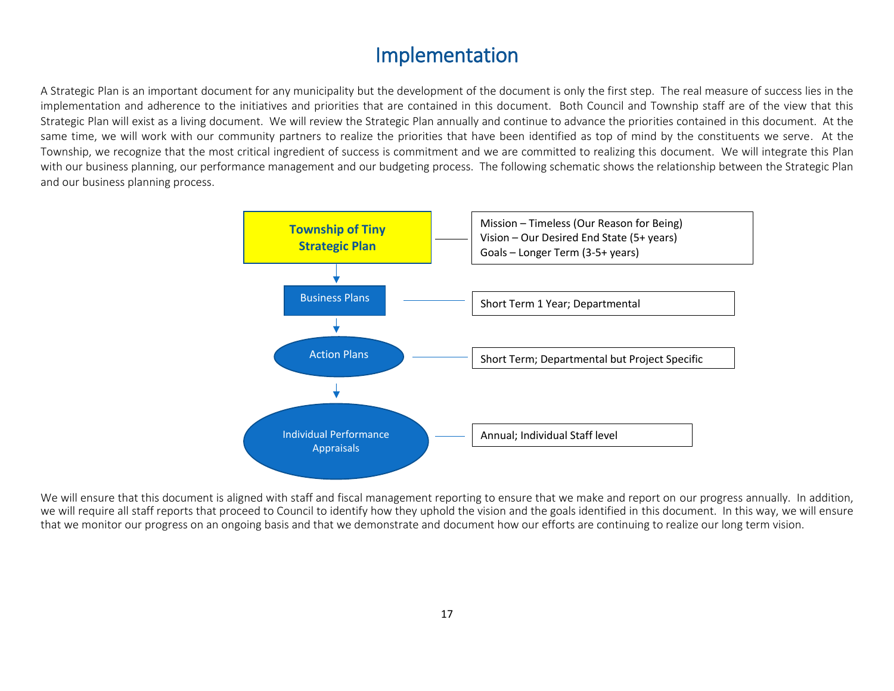# Implementation

A Strategic Plan is an important document for any municipality but the development of the document is only the first step. The real measure of success lies in the implementation and adherence to the initiatives and priorities that are contained in this document. Both Council and Township staff are of the view that this Strategic Plan will exist as a living document. We will review the Strategic Plan annually and continue to advance the priorities contained in this document. At the same time, we will work with our community partners to realize the priorities that have been identified as top of mind by the constituents we serve. At the Township, we recognize that the most critical ingredient of success is commitment and we are committed to realizing this document. We will integrate this Plan with our business planning, our performance management and our budgeting process. The following schematic shows the relationship between the Strategic Plan and our business planning process.

**Township of Tiny Strategic Plan**

Mission – Timeless (Our Reason for Being)
Vision – Our Desired End State (5+ years)
Goals – Longer Term (3-5+ years)

Business Plans

Short Term 1 Year; Departmental

Action Plans

Short Term; Departmental but Project Specific

Individual Performance Appraisals

Annual; Individual Staff level

We will ensure that this document is aligned with staff and fiscal management reporting to ensure that we make and report on our progress annually. In addition, we will require all staff reports that proceed to Council to identify how they uphold the vision and the goals identified in this document. In this way, we will ensure that we monitor our progress on an ongoing basis and that we demonstrate and document how our efforts are continuing to realize our long term vision.